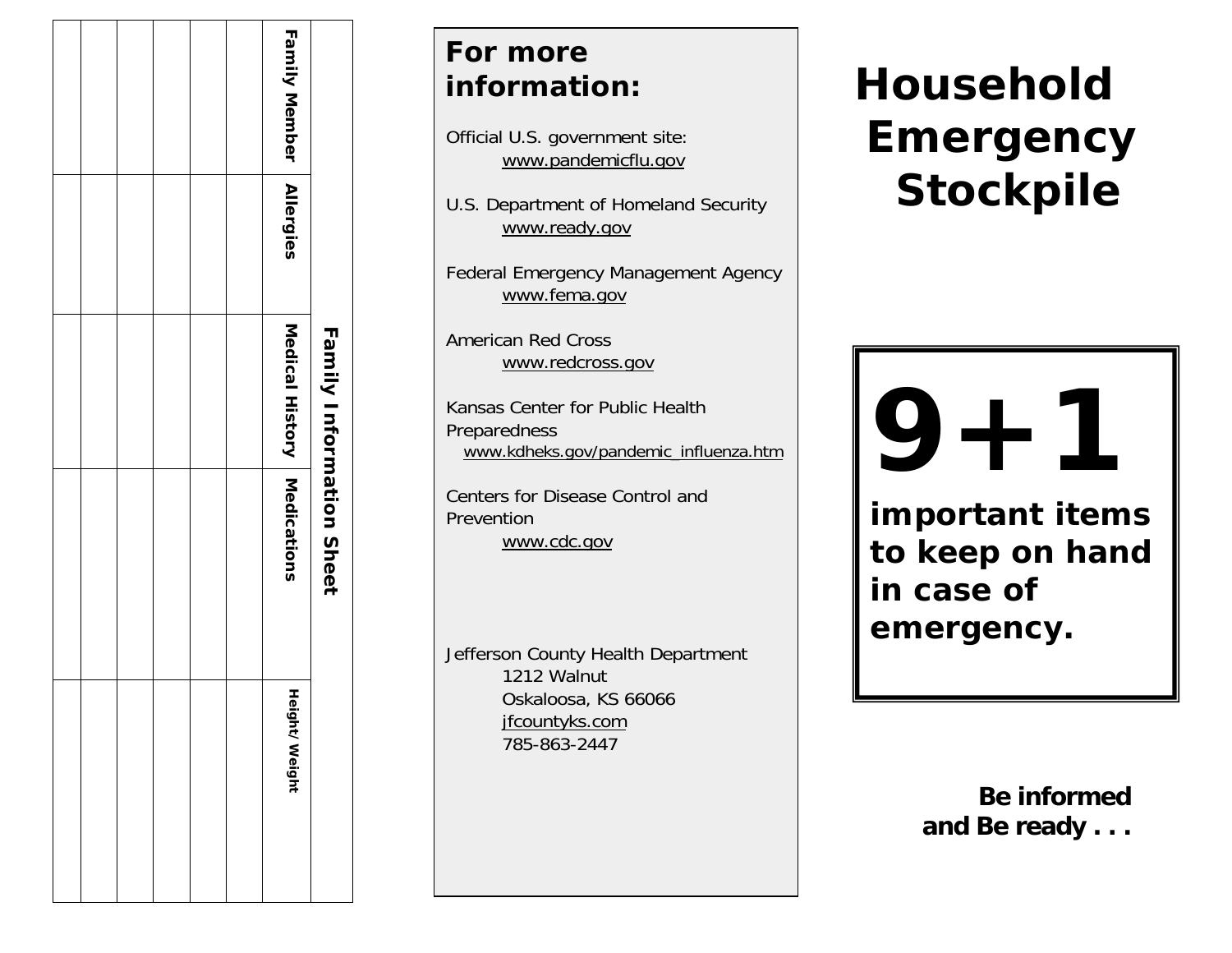## Family Information Sheet

| Family Member | Allergies | Medical History | Medications | Height/ Weight |
|---|---|---|---|---|
| | | | | |
| | | | | |
| | | | | |
| | | | | |
| | | | | |
| | | | | |

## For more information:

Official U.S. government site:
www.pandemicflu.gov

U.S. Department of Homeland Security
www.ready.gov

Federal Emergency Management Agency
www.fema.gov

American Red Cross
www.redcross.gov

Kansas Center for Public Health Preparedness
www.kdheks.gov/pandemic_influenza.htm

Centers for Disease Control and Prevention
www.cdc.gov

Jefferson County Health Department
1212 Walnut
Oskaloosa, KS 66066
jfcountyks.com
785-863-2447

# Household Emergency Stockpile

**9+1**

**important items to keep on hand in case of emergency.**

**Be informed and Be ready . . .**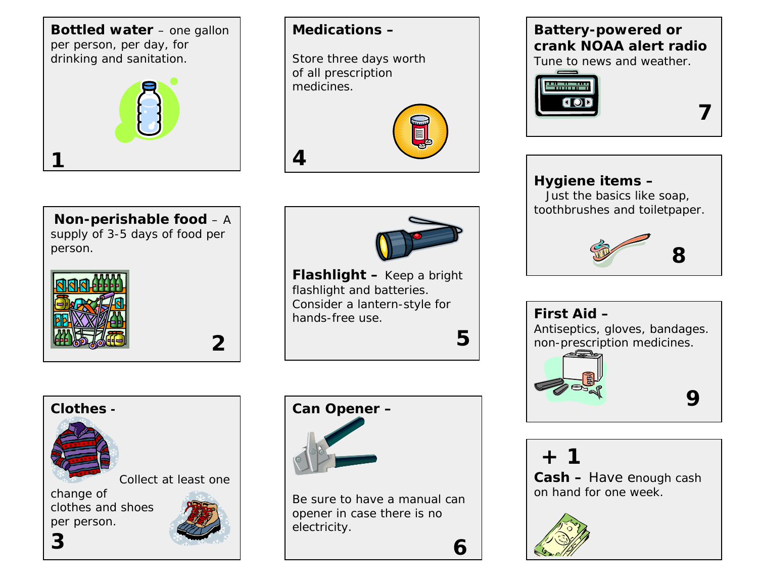**Bottled water** – one gallon per person, per day, for drinking and sanitation.

**1**

**Non-perishable food** – A supply of 3-5 days of food per person.

**2**

**Clothes** - Collect at least one change of clothes and shoes per person.

**3**

**Medications** –

Store three days worth of all prescription medicines.

**4**

**Flashlight** – Keep a bright flashlight and batteries. Consider a lantern-style for hands-free use.

**5**

**Can Opener** –

Be sure to have a manual can opener in case there is no electricity.

**6**

**Battery-powered or crank NOAA alert radio**

Tune to news and weather.

**7**

**Hygiene items** –

Just the basics like soap, toothbrushes and toiletpaper.

**8**

**First Aid** –

Antiseptics, gloves, bandages. non-prescription medicines.

**9**

**+ 1**

**Cash** – Have enough cash on hand for one week.